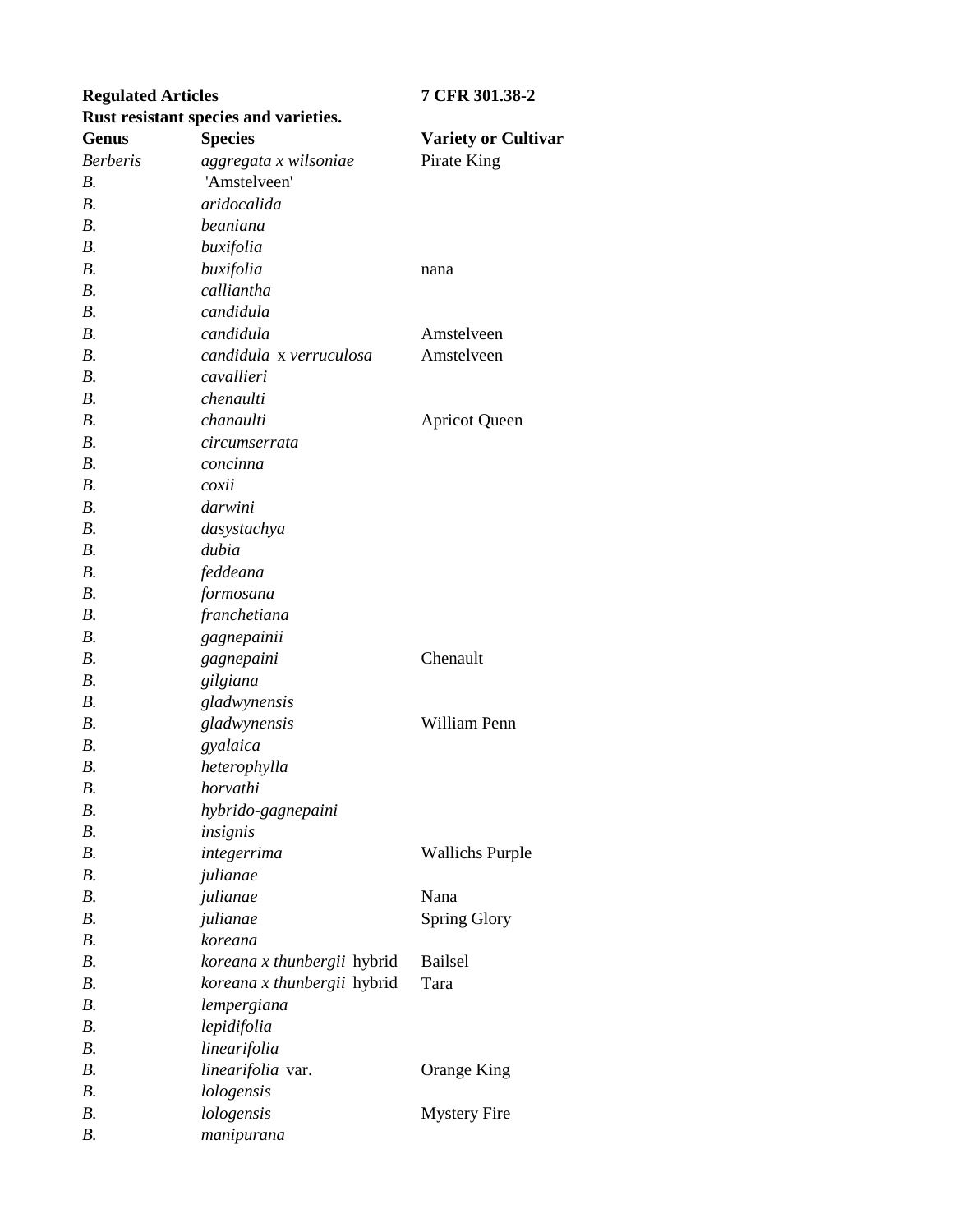**Regulated Articles** **7 CFR 301.38-2**

**Rust resistant species and varieties.**

| Genus | Species | Variety or Cultivar |
| --- | --- | --- |
| *Berberis* | *aggregata x wilsoniae* | Pirate King |
| *B.* | 'Amstelveen' | |
| *B.* | *aridocalida* | |
| *B.* | *beaniana* | |
| *B.* | *buxifolia* | |
| *B.* | *buxifolia* | nana |
| *B.* | *calliantha* | |
| *B.* | *candidula* | |
| *B.* | *candidula* | Amstelveen |
| *B.* | *candidula* x *verruculosa* | Amstelveen |
| *B.* | *cavallieri* | |
| *B.* | *chenaulti* | |
| *B.* | *chanaulti* | Apricot Queen |
| *B.* | *circumserrata* | |
| *B.* | *concinna* | |
| *B.* | *coxii* | |
| *B.* | *darwini* | |
| *B.* | *dasystachya* | |
| *B.* | *dubia* | |
| *B.* | *feddeana* | |
| *B.* | *formosana* | |
| *B.* | *franchetiana* | |
| *B.* | *gagnepainii* | |
| *B.* | *gagnepaini* | Chenault |
| *B.* | *gilgiana* | |
| *B.* | *gladwynensis* | |
| *B.* | *gladwynensis* | William Penn |
| *B.* | *gyalaica* | |
| *B.* | *heterophylla* | |
| *B.* | *horvathi* | |
| *B.* | *hybrido-gagnepaini* | |
| *B.* | *insignis* | |
| *B.* | *integerrima* | Wallichs Purple |
| *B.* | *julianae* | |
| *B.* | *julianae* | Nana |
| *B.* | *julianae* | Spring Glory |
| *B.* | *koreana* | |
| *B.* | *koreana x thunbergii* hybrid | Bailsel |
| *B.* | *koreana x thunbergii* hybrid | Tara |
| *B.* | *lempergiana* | |
| *B.* | *lepidifolia* | |
| *B.* | *linearifolia* | |
| *B.* | *linearifolia* var. | Orange King |
| *B.* | *lologensis* | |
| *B.* | *lologensis* | Mystery Fire |
| *B.* | *manipurana* | |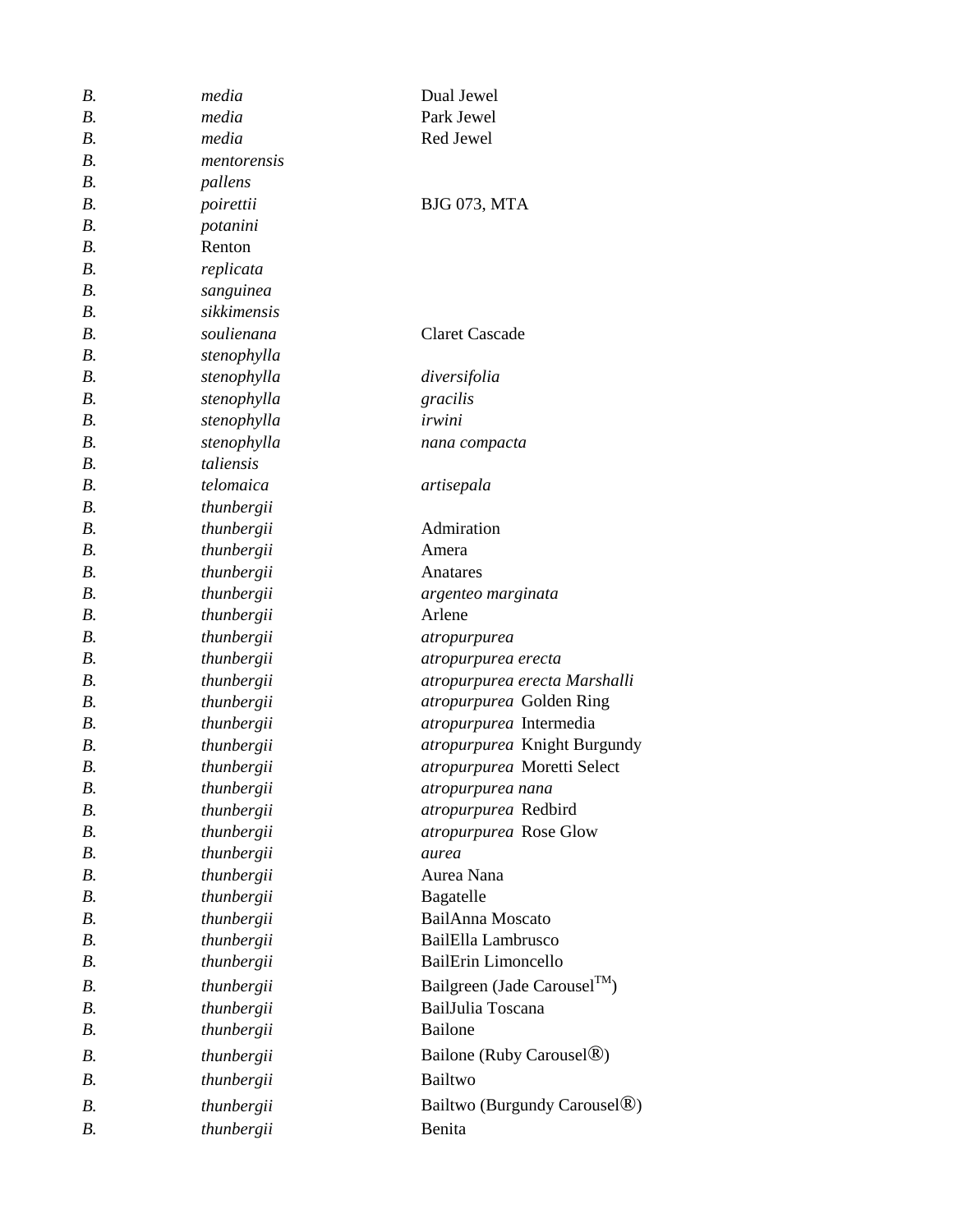| | | |
|---|---|---|
| *B.* | *media* | Dual Jewel |
| *B.* | *media* | Park Jewel |
| *B.* | *media* | Red Jewel |
| *B.* | *mentorensis* | |
| *B.* | *pallens* | |
| *B.* | *poirettii* | BJG 073, MTA |
| *B.* | *potanini* | |
| *B.* | Renton | |
| *B.* | *replicata* | |
| *B.* | *sanguinea* | |
| *B.* | *sikkimensis* | |
| *B.* | *soulienana* | Claret Cascade |
| *B.* | *stenophylla* | |
| *B.* | *stenophylla* | *diversifolia* |
| *B.* | *stenophylla* | *gracilis* |
| *B.* | *stenophylla* | *irwini* |
| *B.* | *stenophylla* | *nana compacta* |
| *B.* | *taliensis* | |
| *B.* | *telomaica* | *artisepala* |
| *B.* | *thunbergii* | |
| *B.* | *thunbergii* | Admiration |
| *B.* | *thunbergii* | Amera |
| *B.* | *thunbergii* | Anatares |
| *B.* | *thunbergii* | *argenteo marginata* |
| *B.* | *thunbergii* | Arlene |
| *B.* | *thunbergii* | *atropurpurea* |
| *B.* | *thunbergii* | *atropurpurea erecta* |
| *B.* | *thunbergii* | *atropurpurea erecta Marshalli* |
| *B.* | *thunbergii* | *atropurpurea* Golden Ring |
| *B.* | *thunbergii* | *atropurpurea* Intermedia |
| *B.* | *thunbergii* | *atropurpurea* Knight Burgundy |
| *B.* | *thunbergii* | *atropurpurea* Moretti Select |
| *B.* | *thunbergii* | *atropurpurea nana* |
| *B.* | *thunbergii* | *atropurpurea* Redbird |
| *B.* | *thunbergii* | *atropurpurea* Rose Glow |
| *B.* | *thunbergii* | *aurea* |
| *B.* | *thunbergii* | Aurea Nana |
| *B.* | *thunbergii* | Bagatelle |
| *B.* | *thunbergii* | BailAnna Moscato |
| *B.* | *thunbergii* | BailElla Lambrusco |
| *B.* | *thunbergii* | BailErin Limoncello |
| *B.* | *thunbergii* | Bailgreen (Jade Carousel™) |
| *B.* | *thunbergii* | BailJulia Toscana |
| *B.* | *thunbergii* | Bailone |
| *B.* | *thunbergii* | Bailone (Ruby Carousel®) |
| *B.* | *thunbergii* | Bailtwo |
| *B.* | *thunbergii* | Bailtwo (Burgundy Carousel®) |
| *B.* | *thunbergii* | Benita |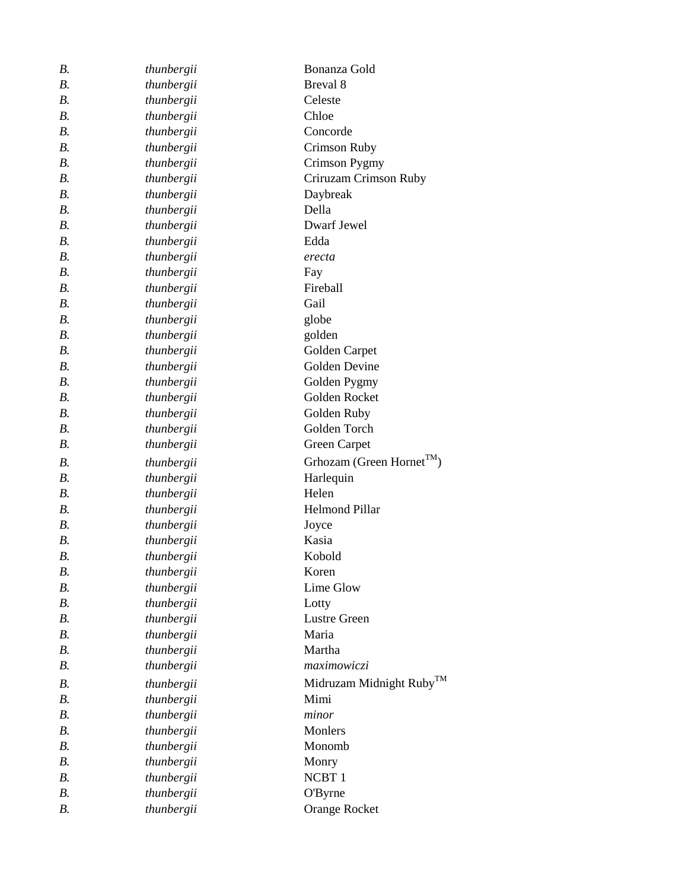| | | |
|---|---|---|
| *B.* | *thunbergii* | Bonanza Gold |
| *B.* | *thunbergii* | Breval 8 |
| *B.* | *thunbergii* | Celeste |
| *B.* | *thunbergii* | Chloe |
| *B.* | *thunbergii* | Concorde |
| *B.* | *thunbergii* | Crimson Ruby |
| *B.* | *thunbergii* | Crimson Pygmy |
| *B.* | *thunbergii* | Criruzam Crimson Ruby |
| *B.* | *thunbergii* | Daybreak |
| *B.* | *thunbergii* | Della |
| *B.* | *thunbergii* | Dwarf Jewel |
| *B.* | *thunbergii* | Edda |
| *B.* | *thunbergii* | *erecta* |
| *B.* | *thunbergii* | Fay |
| *B.* | *thunbergii* | Fireball |
| *B.* | *thunbergii* | Gail |
| *B.* | *thunbergii* | globe |
| *B.* | *thunbergii* | golden |
| *B.* | *thunbergii* | Golden Carpet |
| *B.* | *thunbergii* | Golden Devine |
| *B.* | *thunbergii* | Golden Pygmy |
| *B.* | *thunbergii* | Golden Rocket |
| *B.* | *thunbergii* | Golden Ruby |
| *B.* | *thunbergii* | Golden Torch |
| *B.* | *thunbergii* | Green Carpet |
| *B.* | *thunbergii* | Grhozam (Green Hornet™) |
| *B.* | *thunbergii* | Harlequin |
| *B.* | *thunbergii* | Helen |
| *B.* | *thunbergii* | Helmond Pillar |
| *B.* | *thunbergii* | Joyce |
| *B.* | *thunbergii* | Kasia |
| *B.* | *thunbergii* | Kobold |
| *B.* | *thunbergii* | Koren |
| *B.* | *thunbergii* | Lime Glow |
| *B.* | *thunbergii* | Lotty |
| *B.* | *thunbergii* | Lustre Green |
| *B.* | *thunbergii* | Maria |
| *B.* | *thunbergii* | Martha |
| *B.* | *thunbergii* | *maximowiczi* |
| *B.* | *thunbergii* | Midruzam Midnight Ruby™ |
| *B.* | *thunbergii* | Mimi |
| *B.* | *thunbergii* | *minor* |
| *B.* | *thunbergii* | Monlers |
| *B.* | *thunbergii* | Monomb |
| *B.* | *thunbergii* | Monry |
| *B.* | *thunbergii* | NCBT 1 |
| *B.* | *thunbergii* | O'Byrne |
| *B.* | *thunbergii* | Orange Rocket |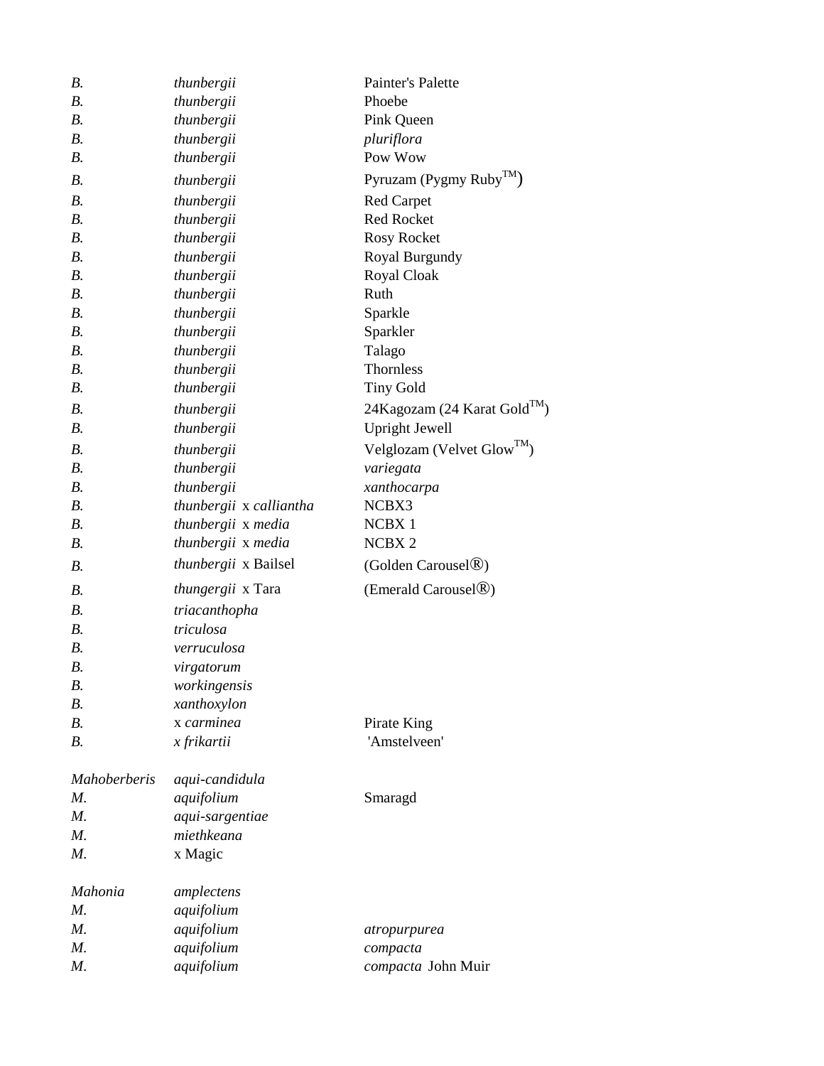| | | |
|---|---|---|
| *B.* | *thunbergii* | Painter's Palette |
| *B.* | *thunbergii* | Phoebe |
| *B.* | *thunbergii* | Pink Queen |
| *B.* | *thunbergii* | *pluriflora* |
| *B.* | *thunbergii* | Pow Wow |
| *B.* | *thunbergii* | Pyruzam (Pygmy Ruby™) |
| *B.* | *thunbergii* | Red Carpet |
| *B.* | *thunbergii* | Red Rocket |
| *B.* | *thunbergii* | Rosy Rocket |
| *B.* | *thunbergii* | Royal Burgundy |
| *B.* | *thunbergii* | Royal Cloak |
| *B.* | *thunbergii* | Ruth |
| *B.* | *thunbergii* | Sparkle |
| *B.* | *thunbergii* | Sparkler |
| *B.* | *thunbergii* | Talago |
| *B.* | *thunbergii* | Thornless |
| *B.* | *thunbergii* | Tiny Gold |
| *B.* | *thunbergii* | 24Kagozam (24 Karat Gold™) |
| *B.* | *thunbergii* | Upright Jewell |
| *B.* | *thunbergii* | Velglozam (Velvet Glow™) |
| *B.* | *thunbergii* | *variegata* |
| *B.* | *thunbergii* | *xanthocarpa* |
| *B.* | *thunbergii* x *calliantha* | NCBX3 |
| *B.* | *thunbergii* x *media* | NCBX 1 |
| *B.* | *thunbergii* x *media* | NCBX 2 |
| *B.* | *thunbergii* x Bailsel | (Golden Carousel®) |
| *B.* | *thungergii* x Tara | (Emerald Carousel®) |
| *B.* | *triacanthopha* | |
| *B.* | *triculosa* | |
| *B.* | *verruculosa* | |
| *B.* | *virgatorum* | |
| *B.* | *workingensis* | |
| *B.* | *xanthoxylon* | |
| *B.* | x *carminea* | Pirate King |
| *B.* | *x frikartii* | 'Amstelveen' |
| | | |
| *Mahoberberis* | *aqui-candidula* | |
| *M.* | *aquifolium* | Smaragd |
| *M.* | *aqui-sargentiae* | |
| *M.* | *miethkeana* | |
| *M.* | x Magic | |
| | | |
| *Mahonia* | *amplectens* | |
| *M.* | *aquifolium* | |
| *M.* | *aquifolium* | *atropurpurea* |
| *M.* | *aquifolium* | *compacta* |
| *M.* | *aquifolium* | *compacta* John Muir |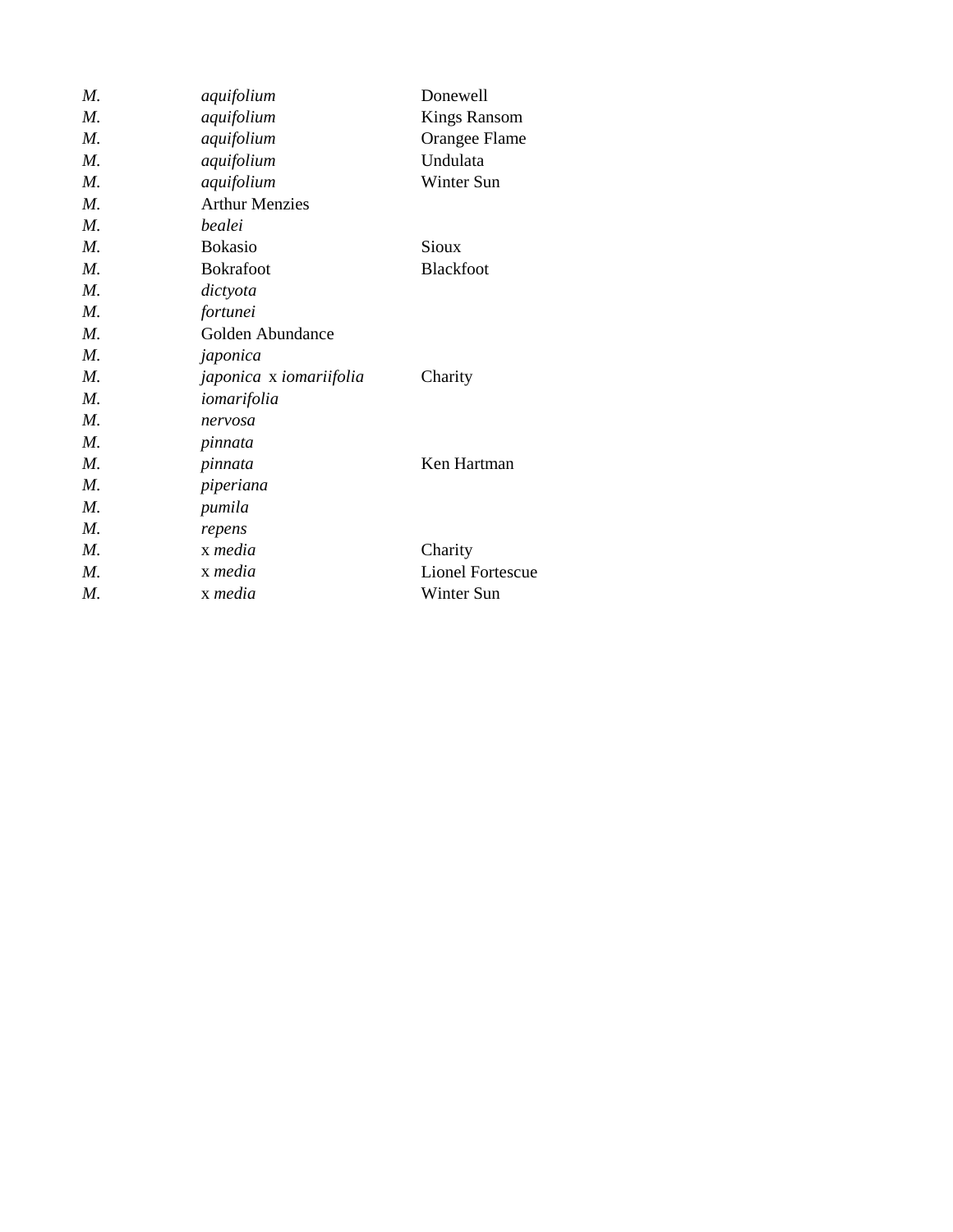| | | |
|---|---|---|
| *M.* | *aquifolium* | Donewell |
| *M.* | *aquifolium* | Kings Ransom |
| *M.* | *aquifolium* | Orangee Flame |
| *M.* | *aquifolium* | Undulata |
| *M.* | *aquifolium* | Winter Sun |
| *M.* | Arthur Menzies | |
| *M.* | *bealei* | |
| *M.* | Bokasio | Sioux |
| *M.* | Bokrafoot | Blackfoot |
| *M.* | *dictyota* | |
| *M.* | *fortunei* | |
| *M.* | Golden Abundance | |
| *M.* | *japonica* | |
| *M.* | *japonica* x *iomariifolia* | Charity |
| *M.* | *iomarifolia* | |
| *M.* | *nervosa* | |
| *M.* | *pinnata* | |
| *M.* | *pinnata* | Ken Hartman |
| *M.* | *piperiana* | |
| *M.* | *pumila* | |
| *M.* | *repens* | |
| *M.* | x *media* | Charity |
| *M.* | x *media* | Lionel Fortescue |
| *M.* | x *media* | Winter Sun |